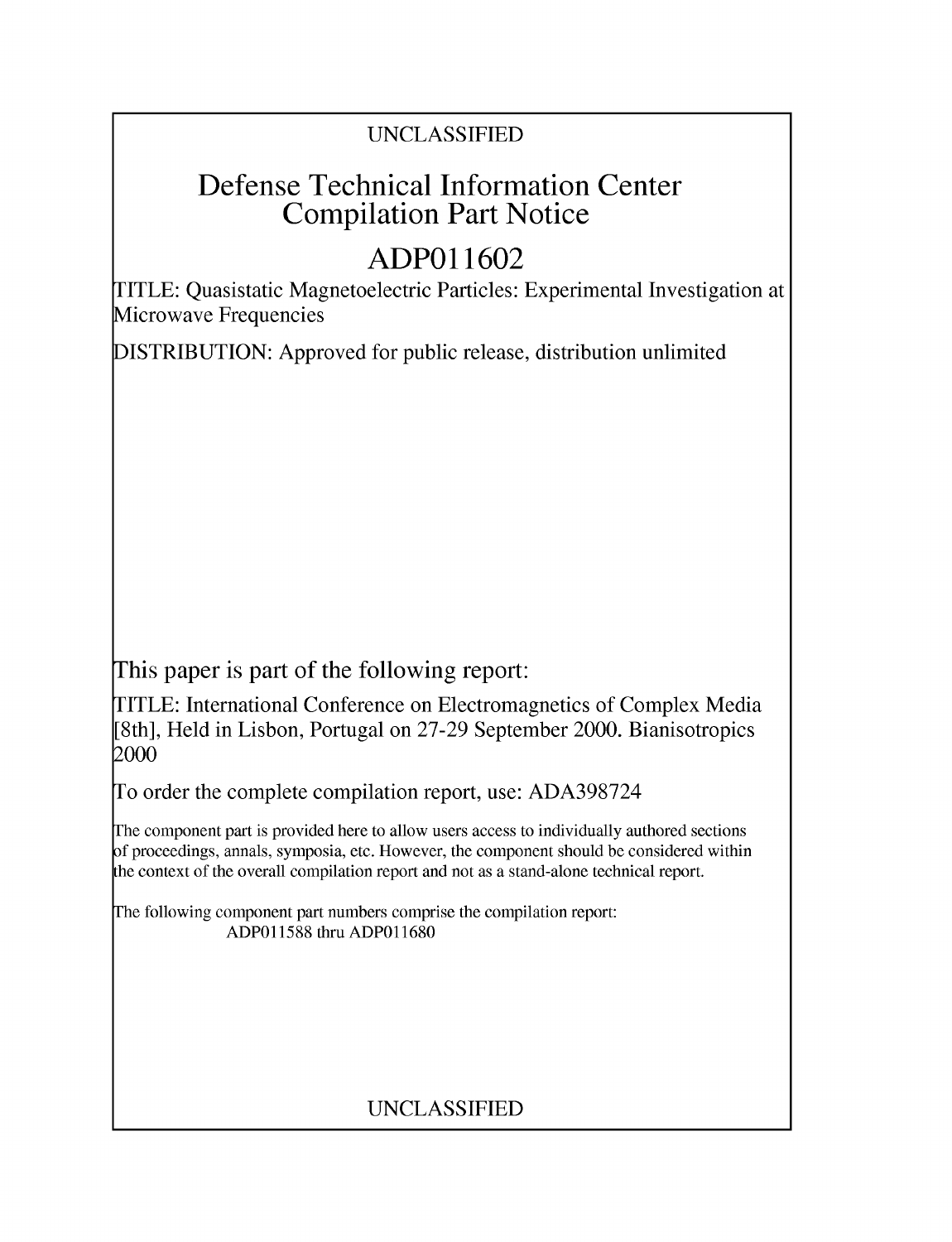UNCLASSIFIED

# Defense Technical Information Center Compilation Part Notice

# ADP011602

TITLE: Quasistatic Magnetoelectric Particles: Experimental Investigation at Microwave Frequencies

DISTRIBUTION: Approved for public release, distribution unlimited

This paper is part of the following report:

TITLE: International Conference on Electromagnetics of Complex Media [8th], Held in Lisbon, Portugal on 27-29 September 2000. Bianisotropics 2000

To order the complete compilation report, use: ADA398724

The component part is provided here to allow users access to individually authored sections of proceedings, annals, symposia, etc. However, the component should be considered within the context of the overall compilation report and not as a stand-alone technical report.

The following component part numbers comprise the compilation report:
ADP011588 thru ADP011680

UNCLASSIFIED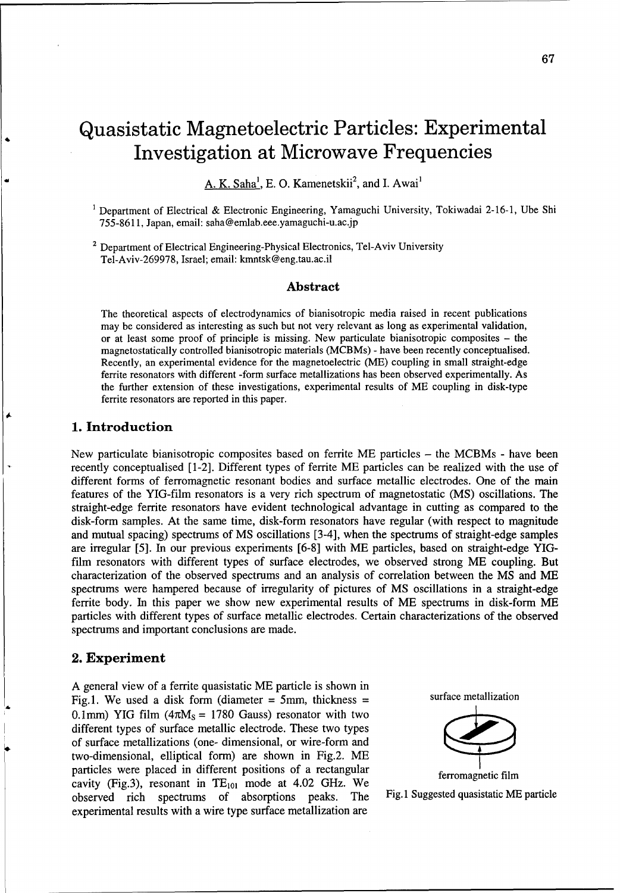# Quasistatic Magnetoelectric Particles: Experimental Investigation at Microwave Frequencies

A. K. Saha[1], E. O. Kamenetskii[2], and I. Awai[1]

[1] Department of Electrical & Electronic Engineering, Yamaguchi University, Tokiwadai 2-16-1, Ube Shi 755-8611, Japan, email: saha@emlab.eee.yamaguchi-u.ac.jp

[2] Department of Electrical Engineering-Physical Electronics, Tel-Aviv University Tel-Aviv-269978, Israel; email: kmntsk@eng.tau.ac.il

## Abstract

The theoretical aspects of electrodynamics of bianisotropic media raised in recent publications may be considered as interesting as such but not very relevant as long as experimental validation, or at least some proof of principle is missing. New particulate bianisotropic composites – the magnetostatically controlled bianisotropic materials (MCBMs) - have been recently conceptualised. Recently, an experimental evidence for the magnetoelectric (ME) coupling in small straight-edge ferrite resonators with different -form surface metallizations has been observed experimentally. As the further extension of these investigations, experimental results of ME coupling in disk-type ferrite resonators are reported in this paper.

## 1. Introduction

New particulate bianisotropic composites based on ferrite ME particles – the MCBMs - have been recently conceptualised [1-2]. Different types of ferrite ME particles can be realized with the use of different forms of ferromagnetic resonant bodies and surface metallic electrodes. One of the main features of the YIG-film resonators is a very rich spectrum of magnetostatic (MS) oscillations. The straight-edge ferrite resonators have evident technological advantage in cutting as compared to the disk-form samples. At the same time, disk-form resonators have regular (with respect to magnitude and mutual spacing) spectrums of MS oscillations [3-4], when the spectrums of straight-edge samples are irregular [5]. In our previous experiments [6-8] with ME particles, based on straight-edge YIG-film resonators with different types of surface electrodes, we observed strong ME coupling. But characterization of the observed spectrums and an analysis of correlation between the MS and ME spectrums were hampered because of irregularity of pictures of MS oscillations in a straight-edge ferrite body. In this paper we show new experimental results of ME spectrums in disk-form ME particles with different types of surface metallic electrodes. Certain characterizations of the observed spectrums and important conclusions are made.

## 2. Experiment

A general view of a ferrite quasistatic ME particle is shown in Fig.1. We used a disk form (diameter = 5mm, thickness = 0.1mm) YIG film ($4\pi M_S$ = 1780 Gauss) resonator with two different types of surface metallic electrode. These two types of surface metallizations (one- dimensional, or wire-form and two-dimensional, elliptical form) are shown in Fig.2. ME particles were placed in different positions of a rectangular cavity (Fig.3), resonant in $TE_{101}$ mode at 4.02 GHz. We observed rich spectrums of absorptions peaks. The experimental results with a wire type surface metallization are

surface metallization

ferromagnetic film

Fig.1 Suggested quasistatic ME particle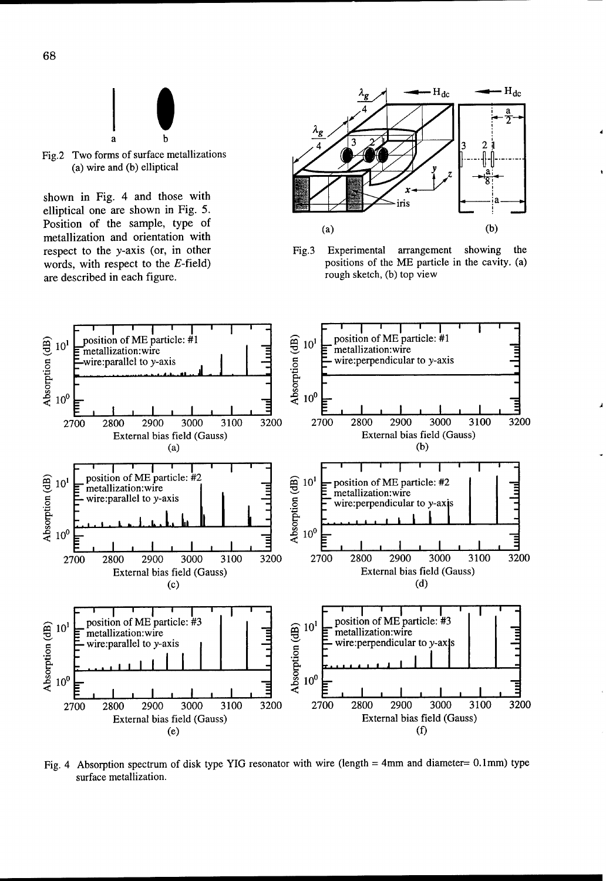Fig.2 Two forms of surface metallizations (a) wire and (b) elliptical

shown in Fig. 4 and those with elliptical one are shown in Fig. 5. Position of the sample, type of metallization and orientation with respect to the $y$-axis (or, in other words, with respect to the $E$-field) are described in each figure.

Fig.3 Experimental arrangement showing the positions of the ME particle in the cavity. (a) rough sketch, (b) top view

Fig. 4 Absorption spectrum of disk type YIG resonator with wire (length = 4mm and diameter= 0.1mm) type surface metallization.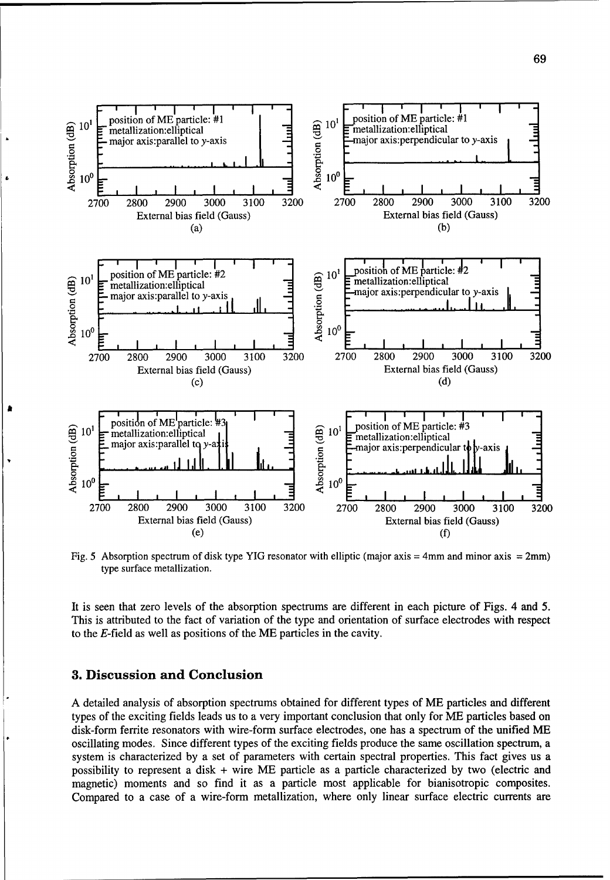Fig. 5 Absorption spectrum of disk type YIG resonator with elliptic (major axis = 4mm and minor axis = 2mm) type surface metallization.

It is seen that zero levels of the absorption spectrums are different in each picture of Figs. 4 and 5. This is attributed to the fact of variation of the type and orientation of surface electrodes with respect to the *E*-field as well as positions of the ME particles in the cavity.

## 3. Discussion and Conclusion

A detailed analysis of absorption spectrums obtained for different types of ME particles and different types of the exciting fields leads us to a very important conclusion that only for ME particles based on disk-form ferrite resonators with wire-form surface electrodes, one has a spectrum of the unified ME oscillating modes. Since different types of the exciting fields produce the same oscillation spectrum, a system is characterized by a set of parameters with certain spectral properties. This fact gives us a possibility to represent a disk + wire ME particle as a particle characterized by two (electric and magnetic) moments and so find it as a particle most applicable for bianisotropic composites. Compared to a case of a wire-form metallization, where only linear surface electric currents are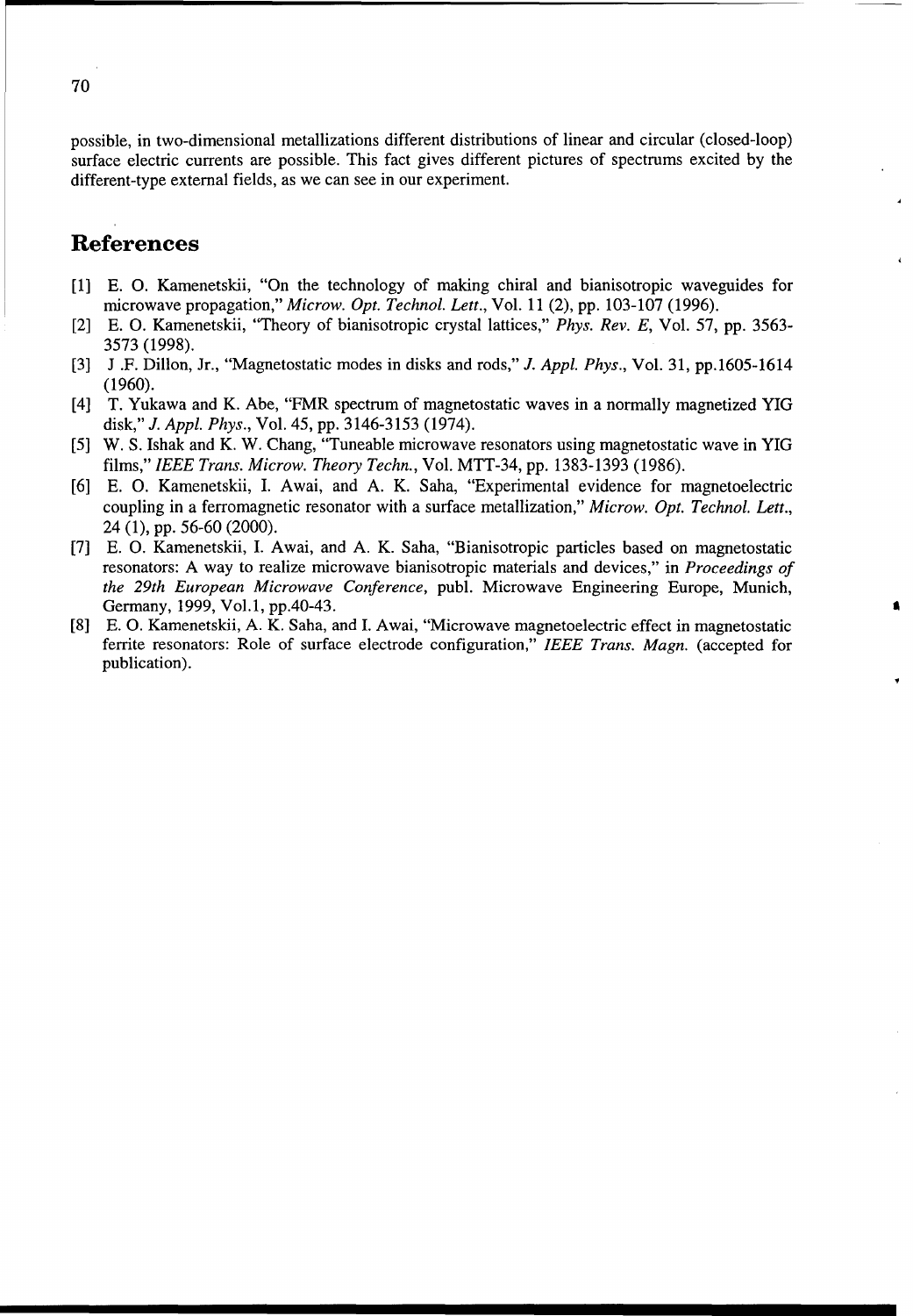possible, in two-dimensional metallizations different distributions of linear and circular (closed-loop) surface electric currents are possible. This fact gives different pictures of spectrums excited by the different-type external fields, as we can see in our experiment.

## References

[1] E. O. Kamenetskii, "On the technology of making chiral and bianisotropic waveguides for microwave propagation," *Microw. Opt. Technol. Lett.*, Vol. 11 (2), pp. 103-107 (1996).

[2] E. O. Kamenetskii, "Theory of bianisotropic crystal lattices," *Phys. Rev. E*, Vol. 57, pp. 3563-3573 (1998).

[3] J .F. Dillon, Jr., "Magnetostatic modes in disks and rods," *J. Appl. Phys.*, Vol. 31, pp.1605-1614 (1960).

[4] T. Yukawa and K. Abe, "FMR spectrum of magnetostatic waves in a normally magnetized YIG disk," *J. Appl. Phys.*, Vol. 45, pp. 3146-3153 (1974).

[5] W. S. Ishak and K. W. Chang, "Tuneable microwave resonators using magnetostatic wave in YIG films," *IEEE Trans. Microw. Theory Techn.*, Vol. MTT-34, pp. 1383-1393 (1986).

[6] E. O. Kamenetskii, I. Awai, and A. K. Saha, "Experimental evidence for magnetoelectric coupling in a ferromagnetic resonator with a surface metallization," *Microw. Opt. Technol. Lett.*, 24 (1), pp. 56-60 (2000).

[7] E. O. Kamenetskii, I. Awai, and A. K. Saha, "Bianisotropic particles based on magnetostatic resonators: A way to realize microwave bianisotropic materials and devices," in *Proceedings of the 29th European Microwave Conference*, publ. Microwave Engineering Europe, Munich, Germany, 1999, Vol.1, pp.40-43.

[8] E. O. Kamenetskii, A. K. Saha, and I. Awai, "Microwave magnetoelectric effect in magnetostatic ferrite resonators: Role of surface electrode configuration," *IEEE Trans. Magn.* (accepted for publication).